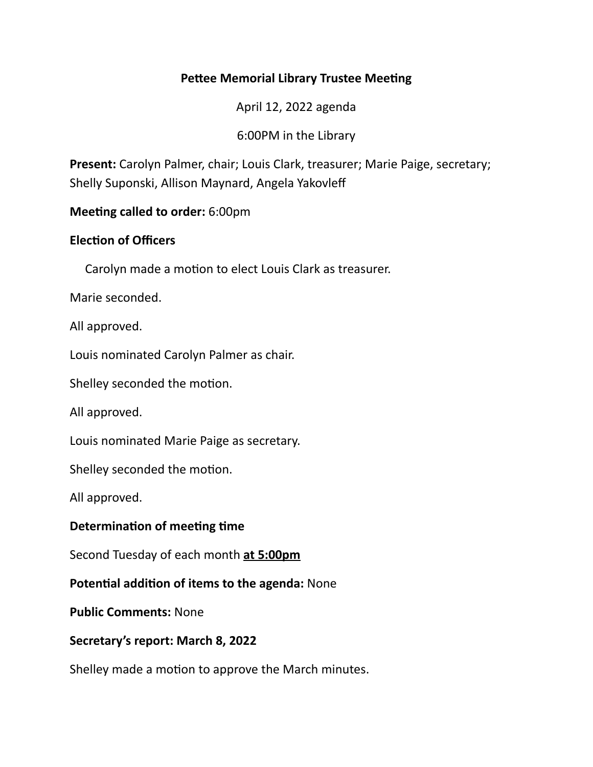# Pettee Memorial Library Trustee Meeting

April 12, 2022 agenda

6:00PM in the Library

**Present:** Carolyn Palmer, chair; Louis Clark, treasurer; Marie Paige, secretary; Shelly Suponski, Allison Maynard, Angela Yakovleff

**Meeting called to order:** 6:00pm

**Election of Officers**

Carolyn made a motion to elect Louis Clark as treasurer.

Marie seconded.

All approved.

Louis nominated Carolyn Palmer as chair.

Shelley seconded the motion.

All approved.

Louis nominated Marie Paige as secretary.

Shelley seconded the motion.

All approved.

**Determination of meeting time**

Second Tuesday of each month **<u>at 5:00pm</u>**

**Potential addition of items to the agenda:** None

**Public Comments:** None

**Secretary's report: March 8, 2022**

Shelley made a motion to approve the March minutes.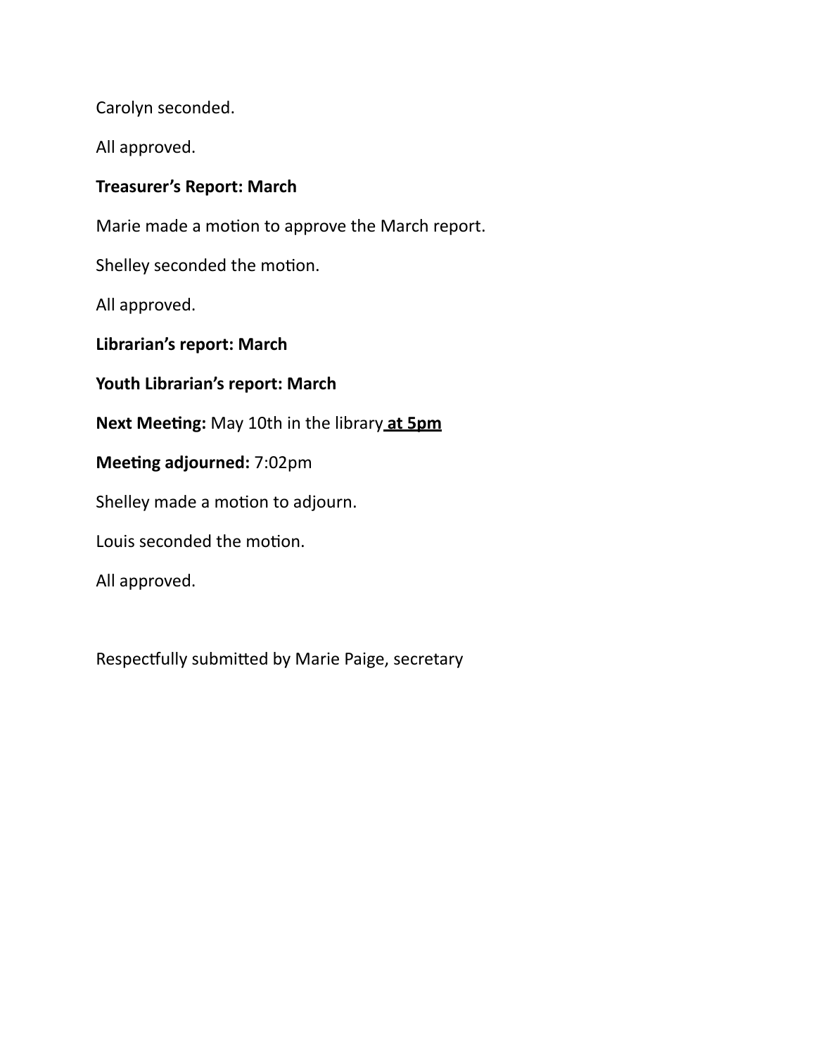Carolyn seconded.

All approved.

**Treasurer's Report: March**

Marie made a motion to approve the March report.

Shelley seconded the motion.

All approved.

**Librarian's report: March**

**Youth Librarian's report: March**

**Next Meeting:** May 10th in the library **at 5pm**

**Meeting adjourned:** 7:02pm

Shelley made a motion to adjourn.

Louis seconded the motion.

All approved.

Respectfully submitted by Marie Paige, secretary